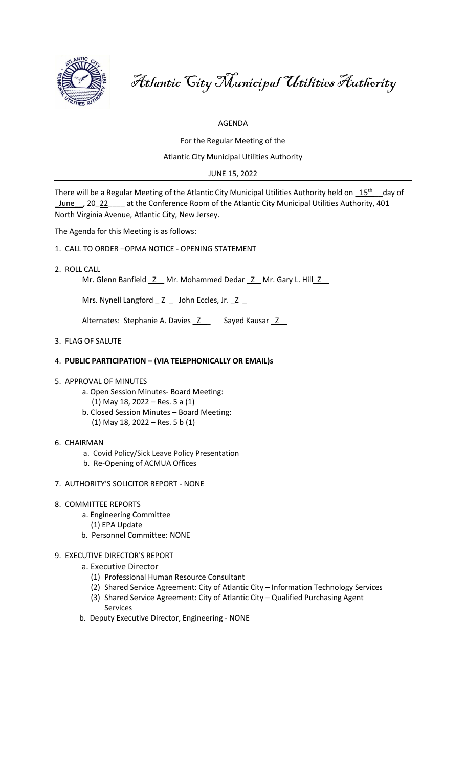# *Atlantic City Municipal Utilities Authority*

AGENDA

For the Regular Meeting of the

Atlantic City Municipal Utilities Authority

JUNE 15, 2022

---

There will be a Regular Meeting of the Atlantic City Municipal Utilities Authority held on 15th day of June, 2022 at the Conference Room of the Atlantic City Municipal Utilities Authority, 401 North Virginia Avenue, Atlantic City, New Jersey.

The Agenda for this Meeting is as follows:

1. CALL TO ORDER –OPMA NOTICE - OPENING STATEMENT

2. ROLL CALL

   Mr. Glenn Banfield Z Mr. Mohammed Dedar Z Mr. Gary L. Hill Z

   Mrs. Nynell Langford Z John Eccles, Jr. Z

   Alternates: Stephanie A. Davies Z Sayed Kausar Z

3. FLAG OF SALUTE

4. **PUBLIC PARTICIPATION – (VIA TELEPHONICALLY OR EMAIL)s**

5. APPROVAL OF MINUTES
   - a. Open Session Minutes- Board Meeting:
     - (1) May 18, 2022 – Res. 5 a (1)
   - b. Closed Session Minutes – Board Meeting:
     - (1) May 18, 2022 – Res. 5 b (1)

6. CHAIRMAN
   - a. Covid Policy/Sick Leave Policy Presentation
   - b. Re-Opening of ACMUA Offices

7. AUTHORITY'S SOLICITOR REPORT - NONE

8. COMMITTEE REPORTS
   - a. Engineering Committee
     - (1) EPA Update
   - b. Personnel Committee: NONE

9. EXECUTIVE DIRECTOR'S REPORT
   - a. Executive Director
     - (1) Professional Human Resource Consultant
     - (2) Shared Service Agreement: City of Atlantic City – Information Technology Services
     - (3) Shared Service Agreement: City of Atlantic City – Qualified Purchasing Agent Services
   - b. Deputy Executive Director, Engineering - NONE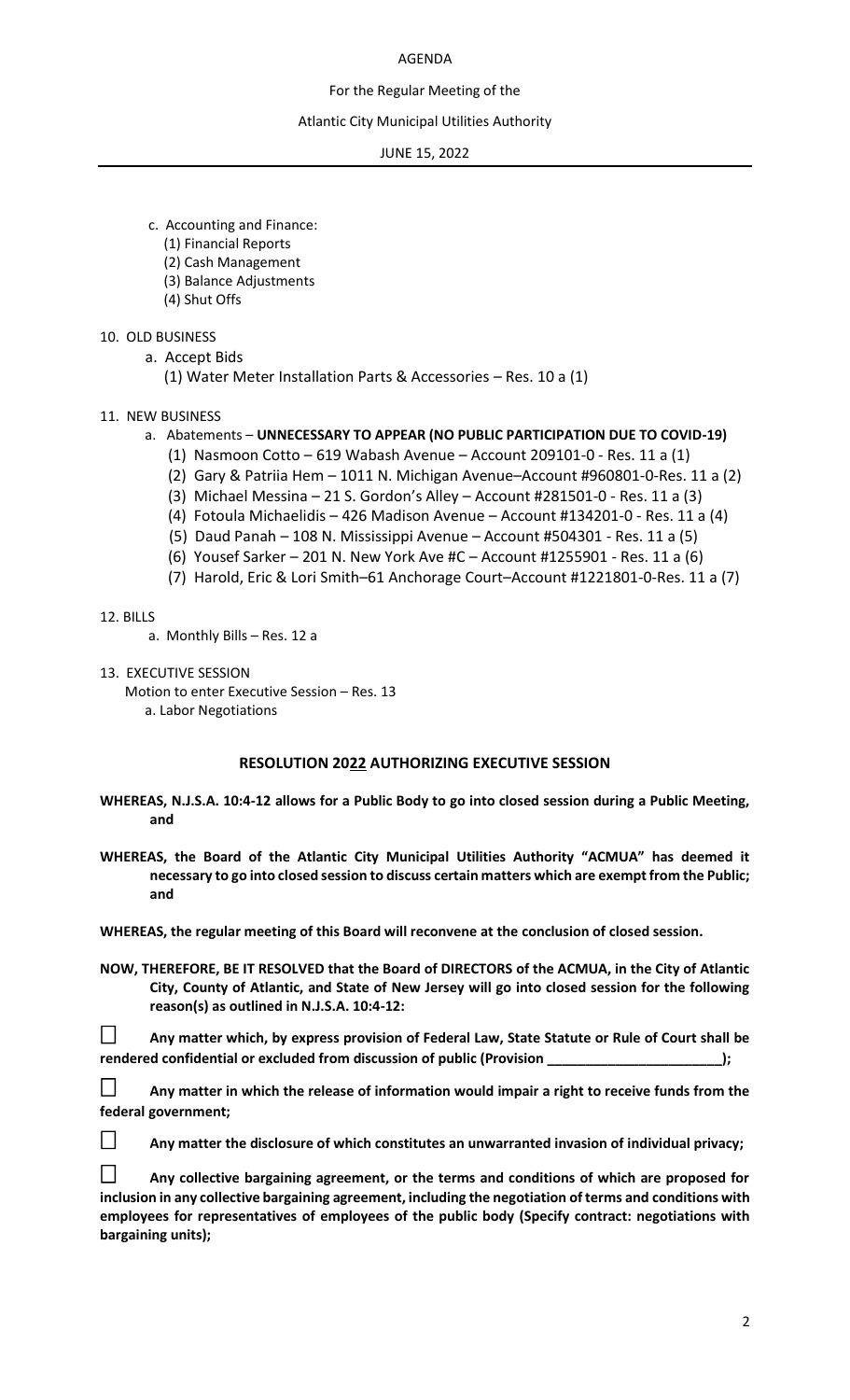AGENDA

For the Regular Meeting of the

Atlantic City Municipal Utilities Authority

JUNE 15, 2022

---

c. Accounting and Finance:
   (1) Financial Reports
   (2) Cash Management
   (3) Balance Adjustments
   (4) Shut Offs

10. OLD BUSINESS
    a. Accept Bids
       (1) Water Meter Installation Parts & Accessories – Res. 10 a (1)

11. NEW BUSINESS
    a. Abatements – **UNNECESSARY TO APPEAR (NO PUBLIC PARTICIPATION DUE TO COVID-19)**
       (1) Nasmoon Cotto – 619 Wabash Avenue – Account 209101-0 - Res. 11 a (1)
       (2) Gary & Patriia Hem – 1011 N. Michigan Avenue–Account #960801-0-Res. 11 a (2)
       (3) Michael Messina – 21 S. Gordon's Alley – Account #281501-0 - Res. 11 a (3)
       (4) Fotoula Michaelidis – 426 Madison Avenue – Account #134201-0 - Res. 11 a (4)
       (5) Daud Panah – 108 N. Mississippi Avenue – Account #504301 - Res. 11 a (5)
       (6) Yousef Sarker – 201 N. New York Ave #C – Account #1255901 - Res. 11 a (6)
       (7) Harold, Eric & Lori Smith–61 Anchorage Court–Account #1221801-0-Res. 11 a (7)

12. BILLS
    a. Monthly Bills – Res. 12 a

13. EXECUTIVE SESSION
    Motion to enter Executive Session – Res. 13
    a. Labor Negotiations

## RESOLUTION 2022 AUTHORIZING EXECUTIVE SESSION

**WHEREAS, N.J.S.A. 10:4-12 allows for a Public Body to go into closed session during a Public Meeting, and**

**WHEREAS, the Board of the Atlantic City Municipal Utilities Authority "ACMUA" has deemed it necessary to go into closed session to discuss certain matters which are exempt from the Public; and**

**WHEREAS, the regular meeting of this Board will reconvene at the conclusion of closed session.**

**NOW, THEREFORE, BE IT RESOLVED that the Board of DIRECTORS of the ACMUA, in the City of Atlantic City, County of Atlantic, and State of New Jersey will go into closed session for the following reason(s) as outlined in N.J.S.A. 10:4-12:**

☐ **Any matter which, by express provision of Federal Law, State Statute or Rule of Court shall be rendered confidential or excluded from discussion of public (Provision \_\_\_\_\_\_\_\_\_\_\_\_\_\_\_\_\_\_\_\_\_\_\_);**

☐ **Any matter in which the release of information would impair a right to receive funds from the federal government;**

☐ **Any matter the disclosure of which constitutes an unwarranted invasion of individual privacy;**

☐ **Any collective bargaining agreement, or the terms and conditions of which are proposed for inclusion in any collective bargaining agreement, including the negotiation of terms and conditions with employees for representatives of employees of the public body (Specify contract: negotiations with bargaining units);**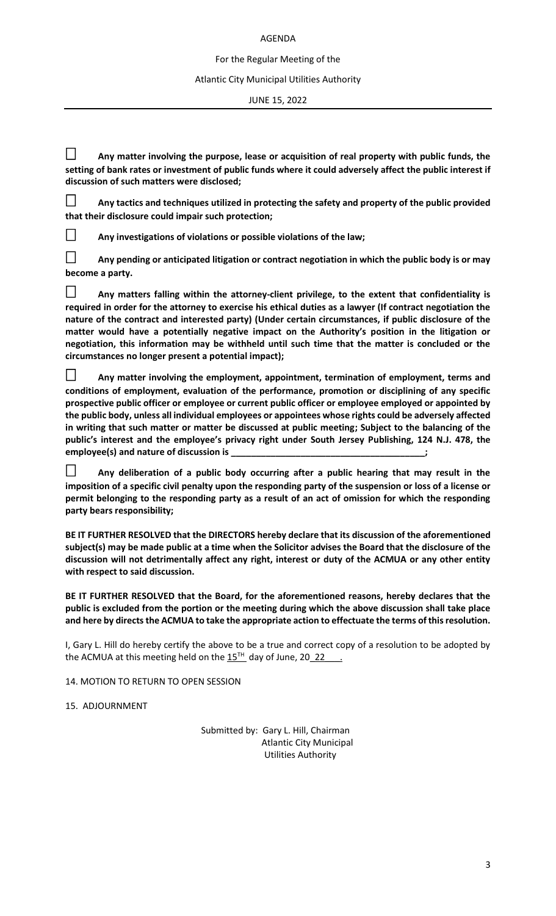AGENDA

For the Regular Meeting of the

Atlantic City Municipal Utilities Authority

JUNE 15, 2022

---

☐ **Any matter involving the purpose, lease or acquisition of real property with public funds, the setting of bank rates or investment of public funds where it could adversely affect the public interest if discussion of such matters were disclosed;**

☐ **Any tactics and techniques utilized in protecting the safety and property of the public provided that their disclosure could impair such protection;**

☐ **Any investigations of violations or possible violations of the law;**

☐ **Any pending or anticipated litigation or contract negotiation in which the public body is or may become a party.**

☐ **Any matters falling within the attorney-client privilege, to the extent that confidentiality is required in order for the attorney to exercise his ethical duties as a lawyer (If contract negotiation the nature of the contract and interested party) (Under certain circumstances, if public disclosure of the matter would have a potentially negative impact on the Authority's position in the litigation or negotiation, this information may be withheld until such time that the matter is concluded or the circumstances no longer present a potential impact);**

☐ **Any matter involving the employment, appointment, termination of employment, terms and conditions of employment, evaluation of the performance, promotion or disciplining of any specific prospective public officer or employee or current public officer or employee employed or appointed by the public body, unless all individual employees or appointees whose rights could be adversely affected in writing that such matter or matter be discussed at public meeting; Subject to the balancing of the public's interest and the employee's privacy right under South Jersey Publishing, 124 N.J. 478, the employee(s) and nature of discussion is ______________________________________;**

☐ **Any deliberation of a public body occurring after a public hearing that may result in the imposition of a specific civil penalty upon the responding party of the suspension or loss of a license or permit belonging to the responding party as a result of an act of omission for which the responding party bears responsibility;**

**BE IT FURTHER RESOLVED that the DIRECTORS hereby declare that its discussion of the aforementioned subject(s) may be made public at a time when the Solicitor advises the Board that the disclosure of the discussion will not detrimentally affect any right, interest or duty of the ACMUA or any other entity with respect to said discussion.**

**BE IT FURTHER RESOLVED that the Board, for the aforementioned reasons, hereby declares that the public is excluded from the portion or the meeting during which the above discussion shall take place and here by directs the ACMUA to take the appropriate action to effectuate the terms of this resolution.**

I, Gary L. Hill do hereby certify the above to be a true and correct copy of a resolution to be adopted by the ACMUA at this meeting held on the 15TH day of June, 20 22 .

14. MOTION TO RETURN TO OPEN SESSION

15. ADJOURNMENT

Submitted by: Gary L. Hill, Chairman
Atlantic City Municipal
Utilities Authority